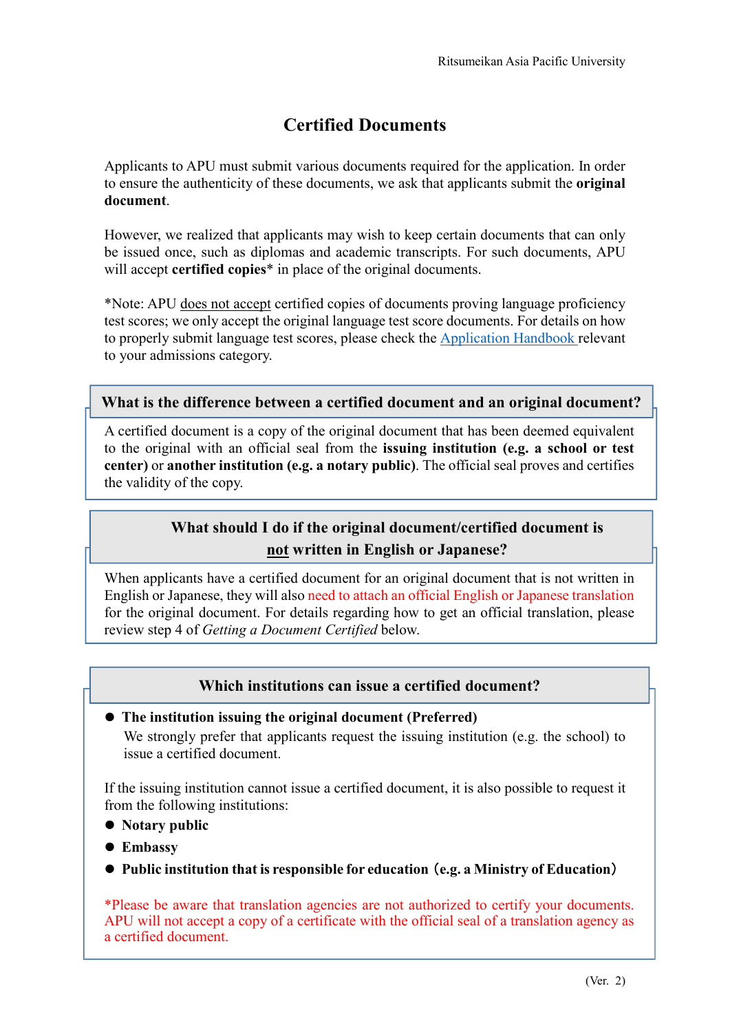# Certified Documents

Applicants to APU must submit various documents required for the application. In order to ensure the authenticity of these documents, we ask that applicants submit the **original document**.

However, we realized that applicants may wish to keep certain documents that can only be issued once, such as diplomas and academic transcripts. For such documents, APU will accept **certified copies*** in place of the original documents.

*Note: APU does not accept certified copies of documents proving language proficiency test scores; we only accept the original language test score documents. For details on how to properly submit language test scores, please check the Application Handbook relevant to your admissions category.

## What is the difference between a certified document and an original document?

A certified document is a copy of the original document that has been deemed equivalent to the original with an official seal from the **issuing institution (e.g. a school or test center)** or **another institution (e.g. a notary public)**. The official seal proves and certifies the validity of the copy.

## What should I do if the original document/certified document is not written in English or Japanese?

When applicants have a certified document for an original document that is not written in English or Japanese, they will also need to attach an official English or Japanese translation for the original document. For details regarding how to get an official translation, please review step 4 of *Getting a Document Certified* below.

## Which institutions can issue a certified document?

- **The institution issuing the original document (Preferred)**
  We strongly prefer that applicants request the issuing institution (e.g. the school) to issue a certified document.

If the issuing institution cannot issue a certified document, it is also possible to request it from the following institutions:

- **Notary public**
- **Embassy**
- **Public institution that is responsible for education（e.g. a Ministry of Education）**

*Please be aware that translation agencies are not authorized to certify your documents. APU will not accept a copy of a certificate with the official seal of a translation agency as a certified document.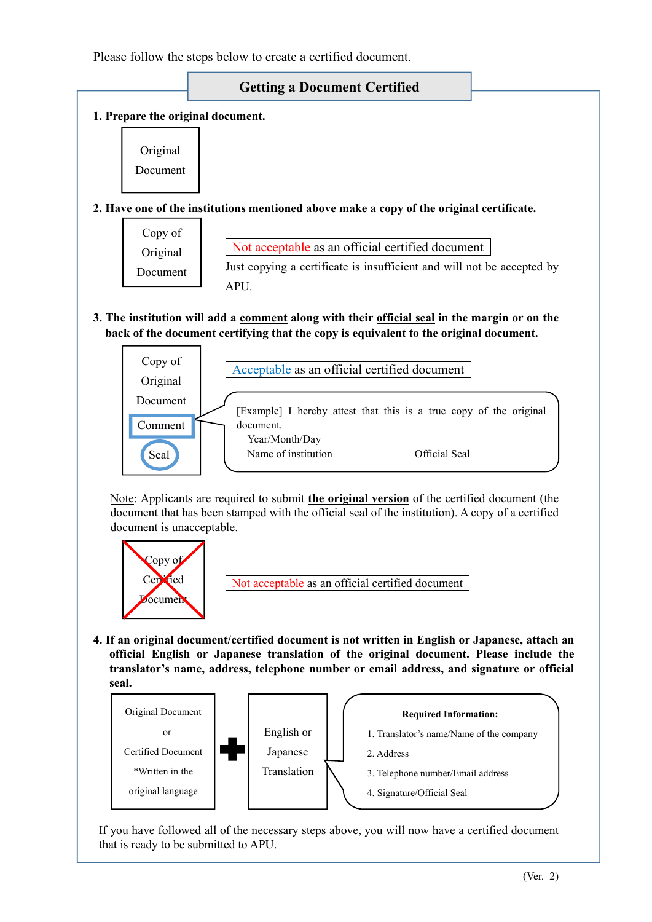Please follow the steps below to create a certified document.

## Getting a Document Certified

**1. Prepare the original document.**

Original Document

**2. Have one of the institutions mentioned above make a copy of the original certificate.**

Copy of Original Document

Not acceptable as an official certified document

Just copying a certificate is insufficient and will not be accepted by APU.

**3. The institution will add a comment along with their official seal in the margin or on the back of the document certifying that the copy is equivalent to the original document.**

Copy of Original Document

Comment

Seal

Acceptable as an official certified document

[Example] I hereby attest that this is a true copy of the original document.
Year/Month/Day
Name of institution　　　　Official Seal

Note: Applicants are required to submit **the original version** of the certified document (the document that has been stamped with the official seal of the institution). A copy of a certified document is unacceptable.

Copy of Certified Document

Not acceptable as an official certified document

**4. If an original document/certified document is not written in English or Japanese, attach an official English or Japanese translation of the original document. Please include the translator's name, address, telephone number or email address, and signature or official seal.**

Original Document or Certified Document *Written in the original language

+

English or Japanese Translation

**Required Information:**

1. Translator's name/Name of the company
2. Address
3. Telephone number/Email address
4. Signature/Official Seal

If you have followed all of the necessary steps above, you will now have a certified document that is ready to be submitted to APU.

(Ver. 2)